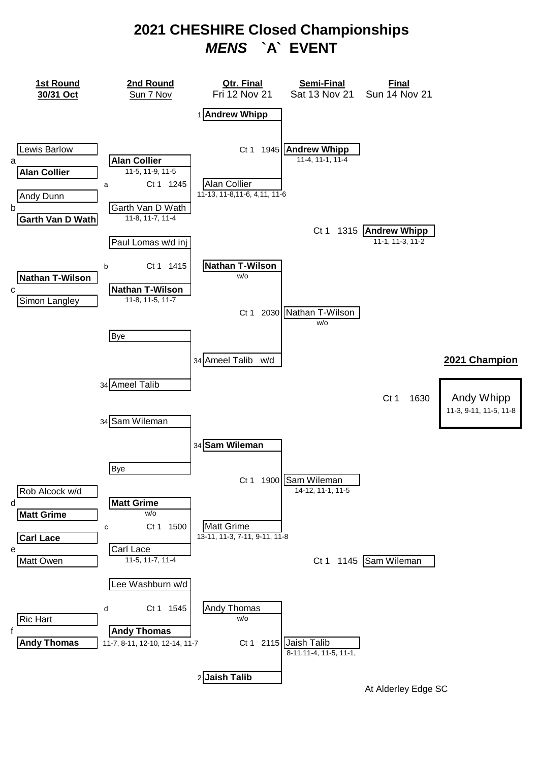# 2021 CHESHIRE Closed Championships

## *MENS* `A` EVENT

| 1st Round 30/31 Oct | 2nd Round Sun 7 Nov | Qtr. Final Fri 12 Nov 21 | Semi-Final Sat 13 Nov 21 | Final Sun 14 Nov 21 |
|---|---|---|---|---|
| | | 1 **Andrew Whipp** | | |
| Lewis Barlow | | Ct 1 1945 | **Andrew Whipp** 11-4, 11-1, 11-4 | |
| a **Alan Collier** | **Alan Collier** 11-5, 11-9, 11-5 | | | |
| | a Ct 1 1245 | Alan Collier 11-13, 11-8,11-6, 4,11, 11-6 | | |
| Andy Dunn | | | | |
| b **Garth Van D Wath** | Garth Van D Wath 11-8, 11-7, 11-4 | | | |
| | | | Ct 1 1315 | **Andrew Whipp** 11-1, 11-3, 11-2 |
| | Paul Lomas w/d inj | | | |
| | b Ct 1 1415 | **Nathan T-Wilson** w/o | | |
| c **Nathan T-Wilson** | **Nathan T-Wilson** 11-8, 11-5, 11-7 | | | |
| Simon Langley | | | | |
| | | Ct 1 2030 | Nathan T-Wilson w/o | |
| | Bye | | | |
| | | 34 Ameel Talib w/d | | |
| | 34 Ameel Talib | | | |
| | 34 Sam Wileman | | | |
| | | 34 **Sam Wileman** | | |
| | Bye | | | |
| | | Ct 1 1900 | Sam Wileman 14-12, 11-1, 11-5 | |
| Rob Alcock w/d | | | | |
| d **Matt Grime** | **Matt Grime** w/o | | | |
| | c Ct 1 1500 | Matt Grime 13-11, 11-3, 7-11, 9-11, 11-8 | | |
| **Carl Lace** | | | | |
| e Matt Owen | Carl Lace 11-5, 11-7, 11-4 | | | |
| | | | Ct 1 1145 | Sam Wileman |
| | Lee Washburn w/d | | | |
| | d Ct 1 1545 | Andy Thomas w/o | | |
| Ric Hart | | | | |
| f **Andy Thomas** | **Andy Thomas** 11-7, 8-11, 12-10, 12-14, 11-7 | | | |
| | | Ct 1 2115 | Jaish Talib 8-11,11-4, 11-5, 11-1, | |
| | | 2 **Jaish Talib** | | |

**2021 Champion**

Ct 1 1630

Andy Whipp
11-3, 9-11, 11-5, 11-8

At Alderley Edge SC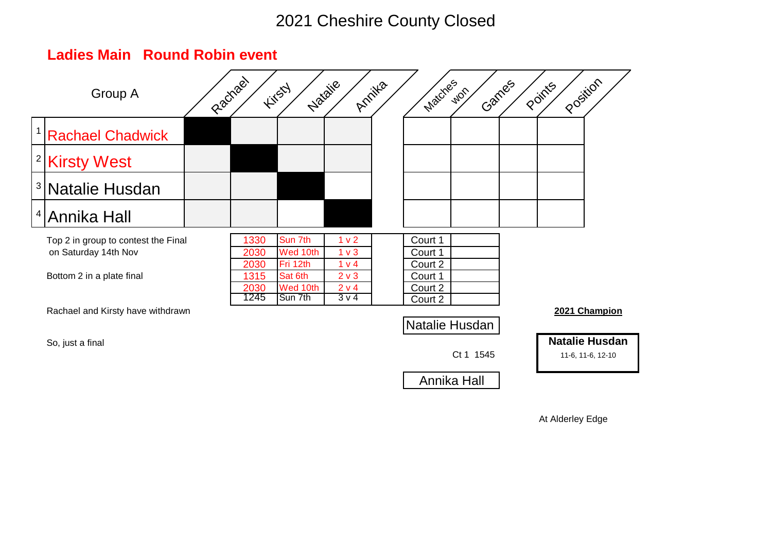# 2021 Cheshire County Closed

## Ladies Main Round Robin event

| | Group A | Rachael | Kirsty | Natalie | Annika | Matches | won | Games | Points | Position |
|---|---|---|---|---|---|---|---|---|---|---|
| 1 | Rachael Chadwick | | | | | | | | | |
| 2 | Kirsty West | | | | | | | | | |
| 3 | Natalie Husdan | | | | | | | | | |
| 4 | Annika Hall | | | | | | | | | |

Top 2 in group to contest the Final on Saturday 14th Nov

Bottom 2 in a plate final

| Time | Day | Match | Court |
|---|---|---|---|
| 1330 | Sun 7th | 1 v 2 | Court 1 |
| 2030 | Wed 10th | 1 v 3 | Court 1 |
| 2030 | Fri 12th | 1 v 4 | Court 2 |
| 1315 | Sat 6th | 2 v 3 | Court 1 |
| 2030 | Wed 10th | 2 v 4 | Court 2 |
| 1245 | Sun 7th | 3 v 4 | Court 2 |

Rachael and Kirsty have withdrawn

So, just a final

Natalie Husdan

Ct 1 1545

Annika Hall

**2021 Champion**

**Natalie Husdan**

11-6, 11-6, 12-10

At Alderley Edge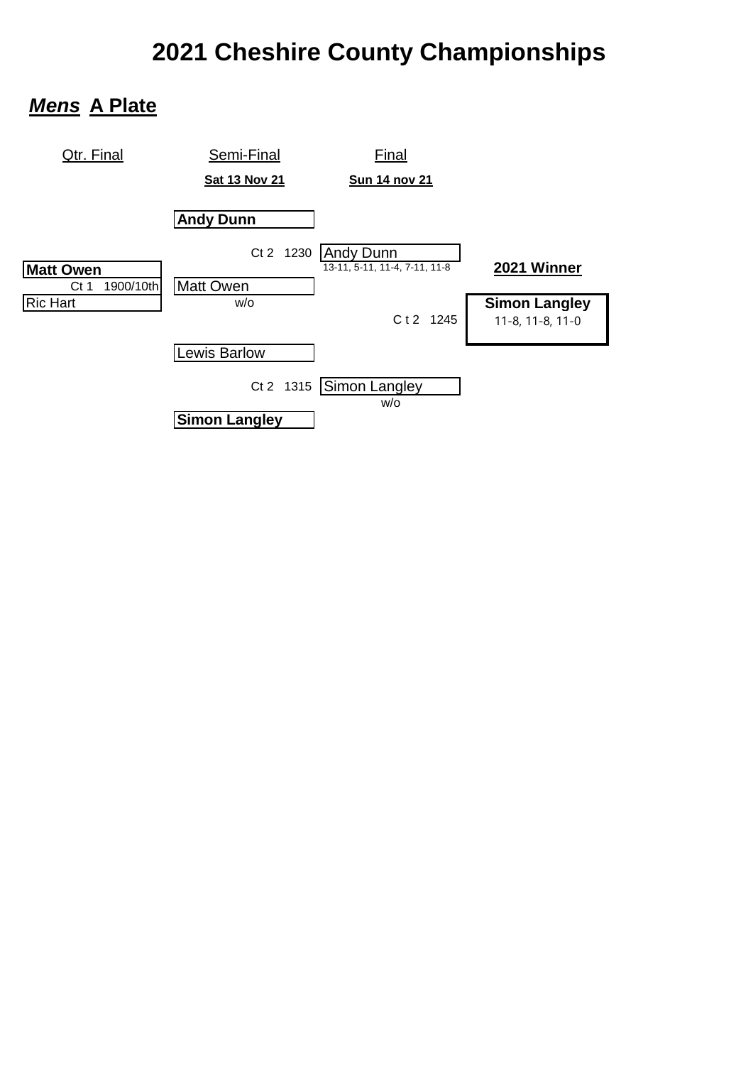# 2021 Cheshire County Championships

## ***Mens*** **A Plate**

| Qtr. Final | Semi-Final | Final | |
|---|---|---|---|
| | Sat 13 Nov 21 | Sun 14 nov 21 | |
| | **Andy Dunn** | | |
| | Ct 2 1230 | Andy Dunn | |
| **Matt Owen** | | 13-11, 5-11, 11-4, 7-11, 11-8 | **2021 Winner** |
| Ct 1 1900/10th | Matt Owen | | |
| Ric Hart | w/o | | **Simon Langley** |
| | | C t 2 1245 | 11-8, 11-8, 11-0 |
| | Lewis Barlow | | |
| | Ct 2 1315 | Simon Langley | |
| | | w/o | |
| | **Simon Langley** | | |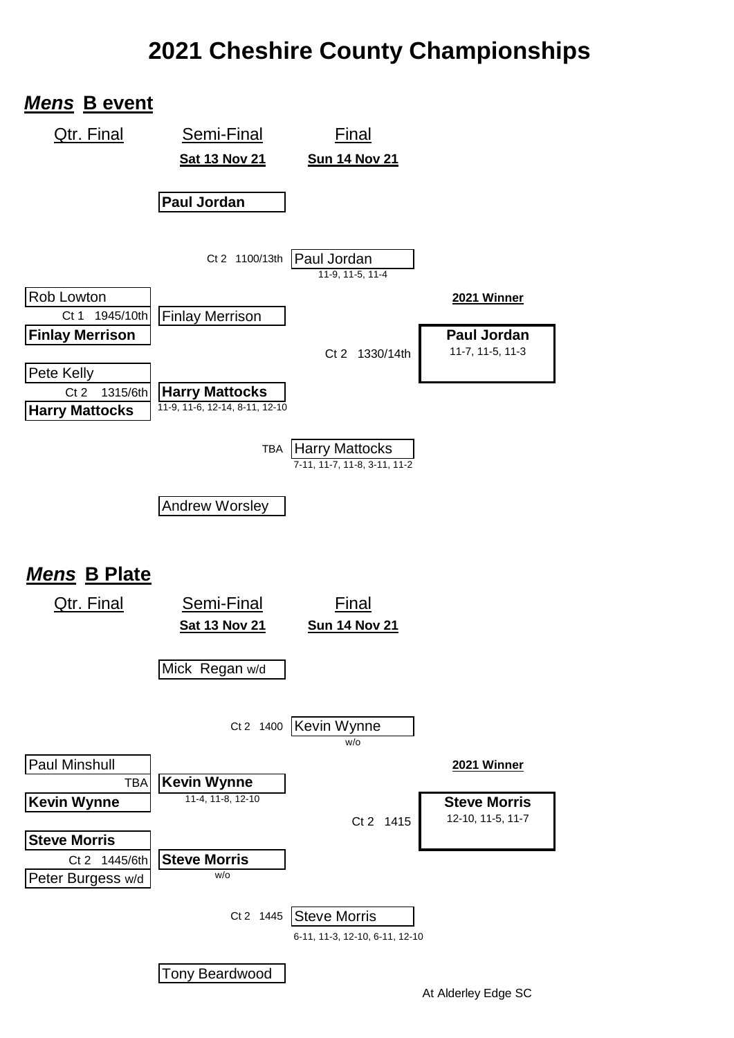# 2021 Cheshire County Championships

## ***Mens* B event**

| Qtr. Final | Semi-Final | Final | |
|---|---|---|---|
| | **Sat 13 Nov 21** | **Sun 14 Nov 21** | |
| | **Paul Jordan** | | |
| | Ct 2 1100/13th | Paul Jordan<br>11-9, 11-5, 11-4 | |
| Rob Lowton | | | **2021 Winner** |
| Ct 1 1945/10th | Finlay Merrison | | |
| **Finlay Merrison** | | | **Paul Jordan**<br>11-7, 11-5, 11-3 |
| | | Ct 2 1330/14th | |
| Pete Kelly | | | |
| Ct 2 1315/6th | **Harry Mattocks**<br>11-9, 11-6, 12-14, 8-11, 12-10 | | |
| **Harry Mattocks** | | | |
| | TBA | Harry Mattocks<br>7-11, 11-7, 11-8, 3-11, 11-2 | |
| | Andrew Worsley | | |

## ***Mens* B Plate**

| Qtr. Final | Semi-Final | Final | |
|---|---|---|---|
| | **Sat 13 Nov 21** | **Sun 14 Nov 21** | |
| | Mick Regan w/d | | |
| | Ct 2 1400 | Kevin Wynne<br>w/o | |
| Paul Minshull | | | **2021 Winner** |
| TBA | **Kevin Wynne**<br>11-4, 11-8, 12-10 | | |
| **Kevin Wynne** | | | **Steve Morris**<br>12-10, 11-5, 11-7 |
| | | Ct 2 1415 | |
| **Steve Morris** | | | |
| Ct 2 1445/6th | **Steve Morris**<br>w/o | | |
| Peter Burgess w/d | | | |
| | Ct 2 1445 | Steve Morris<br>6-11, 11-3, 12-10, 6-11, 12-10 | |
| | Tony Beardwood | | |

At Alderley Edge SC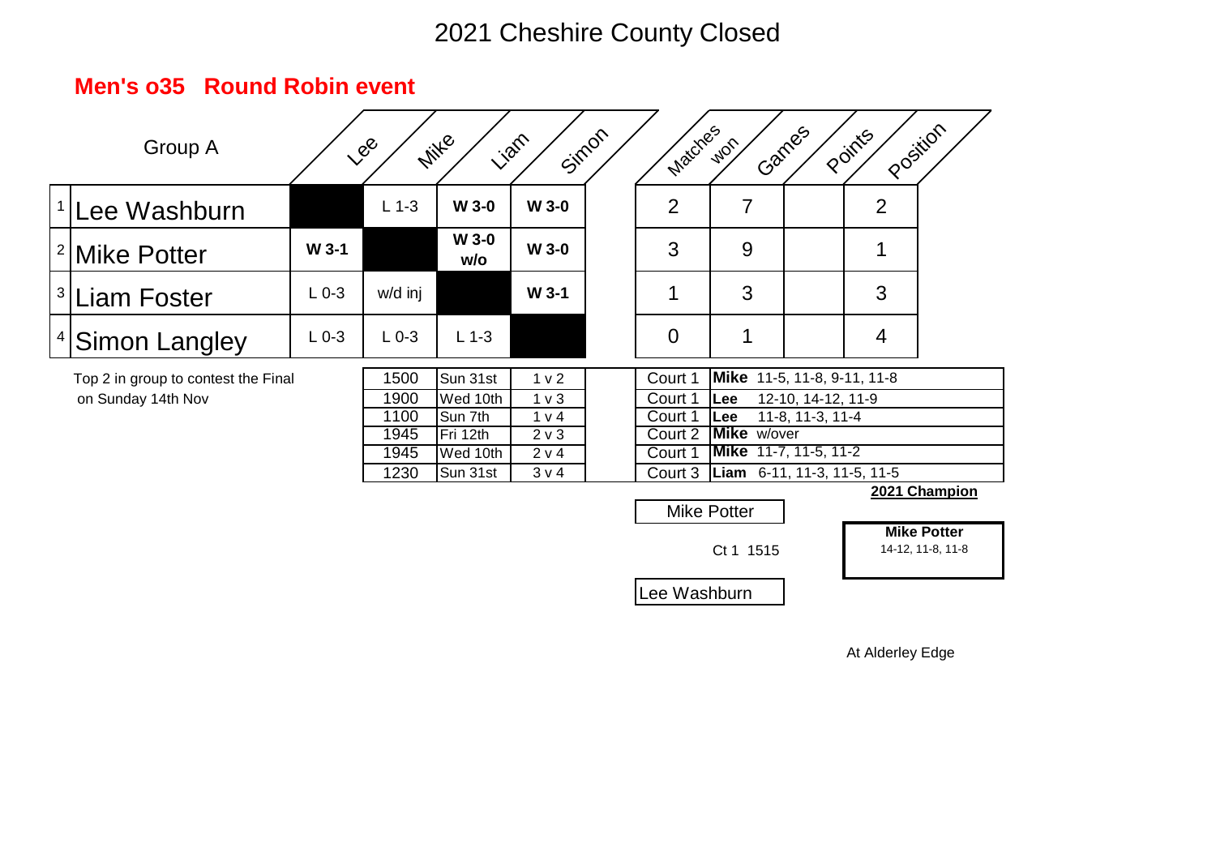# 2021 Cheshire County Closed

## Men's o35 Round Robin event

| Group A | Lee | Mike | Liam | Simon | Matches won | Games | Points | Position |
|---|---|---|---|---|---|---|---|---|
| 1 Lee Washburn | | L 1-3 | **W 3-0** | **W 3-0** | 2 | 7 | | 2 |
| 2 Mike Potter | **W 3-1** | | **W 3-0 w/o** | **W 3-0** | 3 | 9 | | 1 |
| 3 Liam Foster | L 0-3 | w/d inj | | **W 3-1** | 1 | 3 | | 3 |
| 4 Simon Langley | L 0-3 | L 0-3 | L 1-3 | | 0 | 1 | | 4 |

Top 2 in group to contest the Final on Sunday 14th Nov

| Time | Day | Match | Court | Result |
|---|---|---|---|---|
| 1500 | Sun 31st | 1 v 2 | Court 1 | **Mike** 11-5, 11-8, 9-11, 11-8 |
| 1900 | Wed 10th | 1 v 3 | Court 1 | **Lee** 12-10, 14-12, 11-9 |
| 1100 | Sun 7th | 1 v 4 | Court 1 | **Lee** 11-8, 11-3, 11-4 |
| 1945 | Fri 12th | 2 v 3 | Court 2 | **Mike** w/over |
| 1945 | Wed 10th | 2 v 4 | Court 1 | **Mike** 11-7, 11-5, 11-2 |
| 1230 | Sun 31st | 3 v 4 | Court 3 | **Liam** 6-11, 11-3, 11-5, 11-5 |

Mike Potter

Ct 1 1515

Lee Washburn

**2021 Champion**

**Mike Potter**
14-12, 11-8, 11-8

At Alderley Edge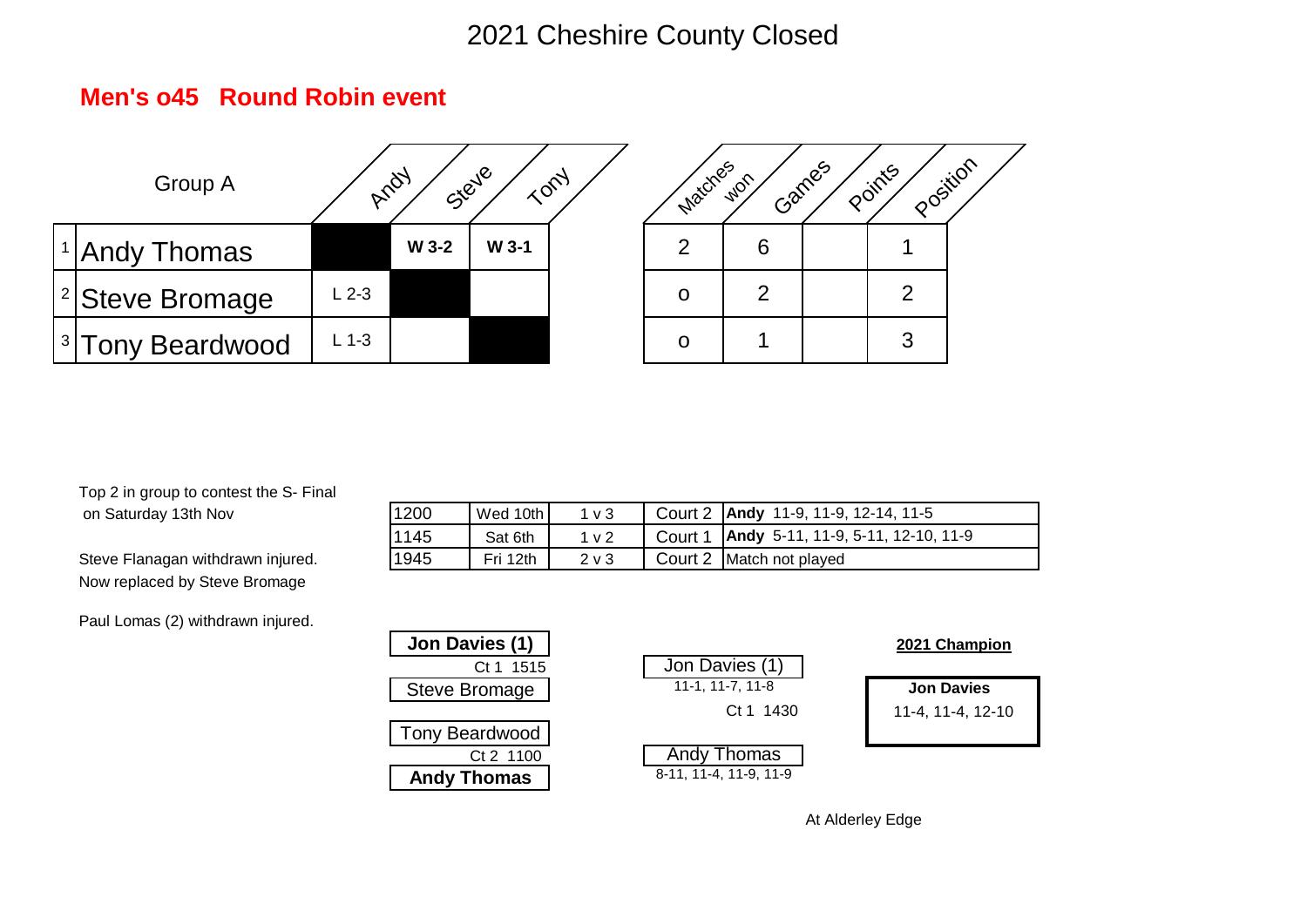# 2021 Cheshire County Closed

## Men's o45 Round Robin event

| Group A | | Andy | Steve | Tony | Matches won | Games | Points | Position |
|---|---|---|---|---|---|---|---|---|
| 1 | Andy Thomas | | **W 3-2** | **W 3-1** | 2 | 6 | | 1 |
| 2 | Steve Bromage | L 2-3 | | | o | 2 | | 2 |
| 3 | Tony Beardwood | L 1-3 | | | o | 1 | | 3 |

Top 2 in group to contest the S- Final on Saturday 13th Nov

Steve Flanagan withdrawn injured.
Now replaced by Steve Bromage

Paul Lomas (2) withdrawn injured.

| | | | | |
|---|---|---|---|---|
| 1200 | Wed 10th | 1 v 3 | Court 2 | **Andy** 11-9, 11-9, 12-14, 11-5 |
| 1145 | Sat 6th | 1 v 2 | Court 1 | **Andy** 5-11, 11-9, 5-11, 12-10, 11-9 |
| 1945 | Fri 12th | 2 v 3 | Court 2 | Match not played |

**Jon Davies (1)**
Ct 1 1515
Steve Bromage

Tony Beardwood
Ct 2 1100
**Andy Thomas**

Jon Davies (1)
11-1, 11-7, 11-8

Ct 1 1430

Andy Thomas
8-11, 11-4, 11-9, 11-9

**2021 Champion**

**Jon Davies**
11-4, 11-4, 12-10

At Alderley Edge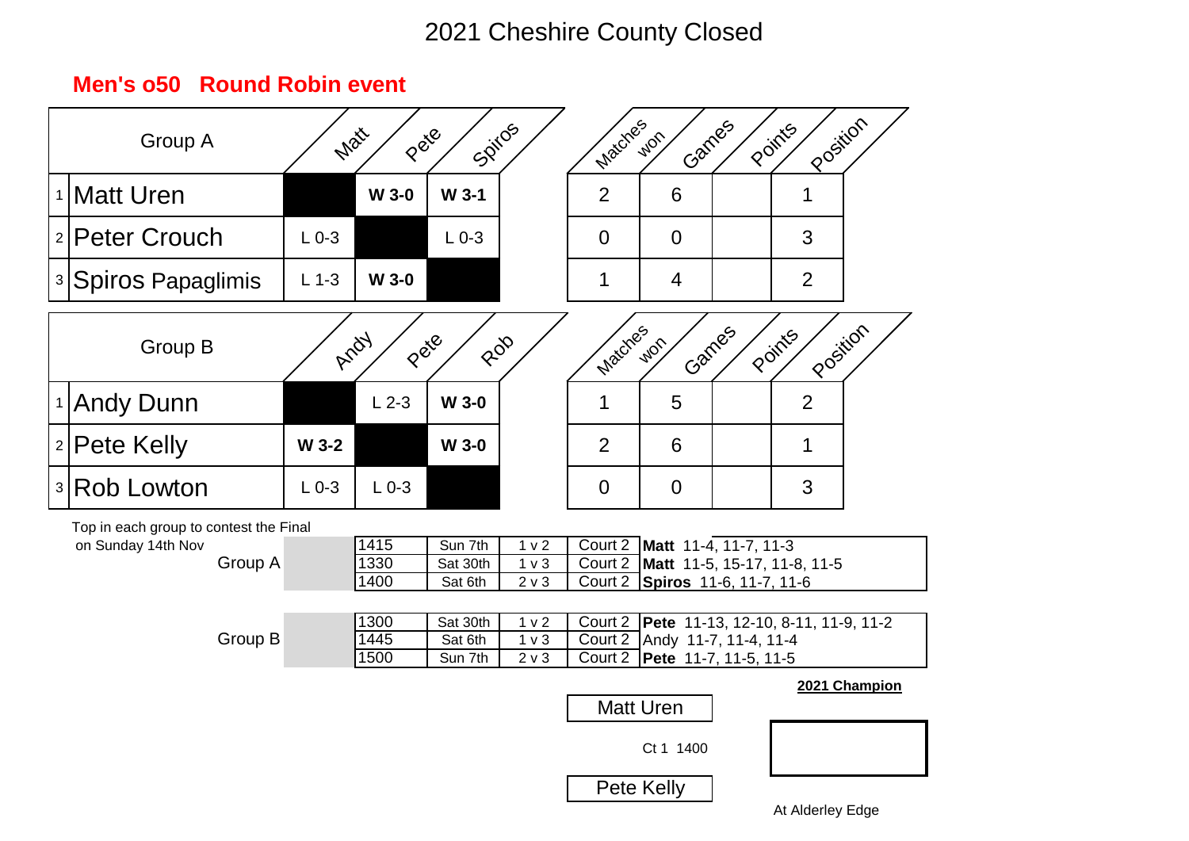# 2021 Cheshire County Closed

## Men's o50 Round Robin event

| | Group A | Matt | Pete | Spiros | Matches won | Games | Points | Position |
|---|---|---|---|---|---|---|---|---|
| 1 | Matt Uren | | **W 3-0** | **W 3-1** | 2 | 6 | | 1 |
| 2 | Peter Crouch | L 0-3 | | L 0-3 | 0 | 0 | | 3 |
| 3 | Spiros Papaglimis | L 1-3 | **W 3-0** | | 1 | 4 | | 2 |

| | Group B | Andy | Pete | Rob | Matches won | Games | Points | Position |
|---|---|---|---|---|---|---|---|---|
| 1 | Andy Dunn | | L 2-3 | **W 3-0** | 1 | 5 | | 2 |
| 2 | Pete Kelly | **W 3-2** | | **W 3-0** | 2 | 6 | | 1 |
| 3 | Rob Lowton | L 0-3 | L 0-3 | | 0 | 0 | | 3 |

Top in each group to contest the Final on Sunday 14th Nov

| Group | Time | Day | Match | Court | Result |
|---|---|---|---|---|---|
| Group A | 1415 | Sun 7th | 1 v 2 | Court 2 | **Matt** 11-4, 11-7, 11-3 |
| | 1330 | Sat 30th | 1 v 3 | Court 2 | **Matt** 11-5, 15-17, 11-8, 11-5 |
| | 1400 | Sat 6th | 2 v 3 | Court 2 | **Spiros** 11-6, 11-7, 11-6 |
| Group B | 1300 | Sat 30th | 1 v 2 | Court 2 | **Pete** 11-13, 12-10, 8-11, 11-9, 11-2 |
| | 1445 | Sat 6th | 1 v 3 | Court 2 | Andy 11-7, 11-4, 11-4 |
| | 1500 | Sun 7th | 2 v 3 | Court 2 | **Pete** 11-7, 11-5, 11-5 |

**Final**

Matt Uren

Ct 1 1400

Pete Kelly

**2021 Champion**

At Alderley Edge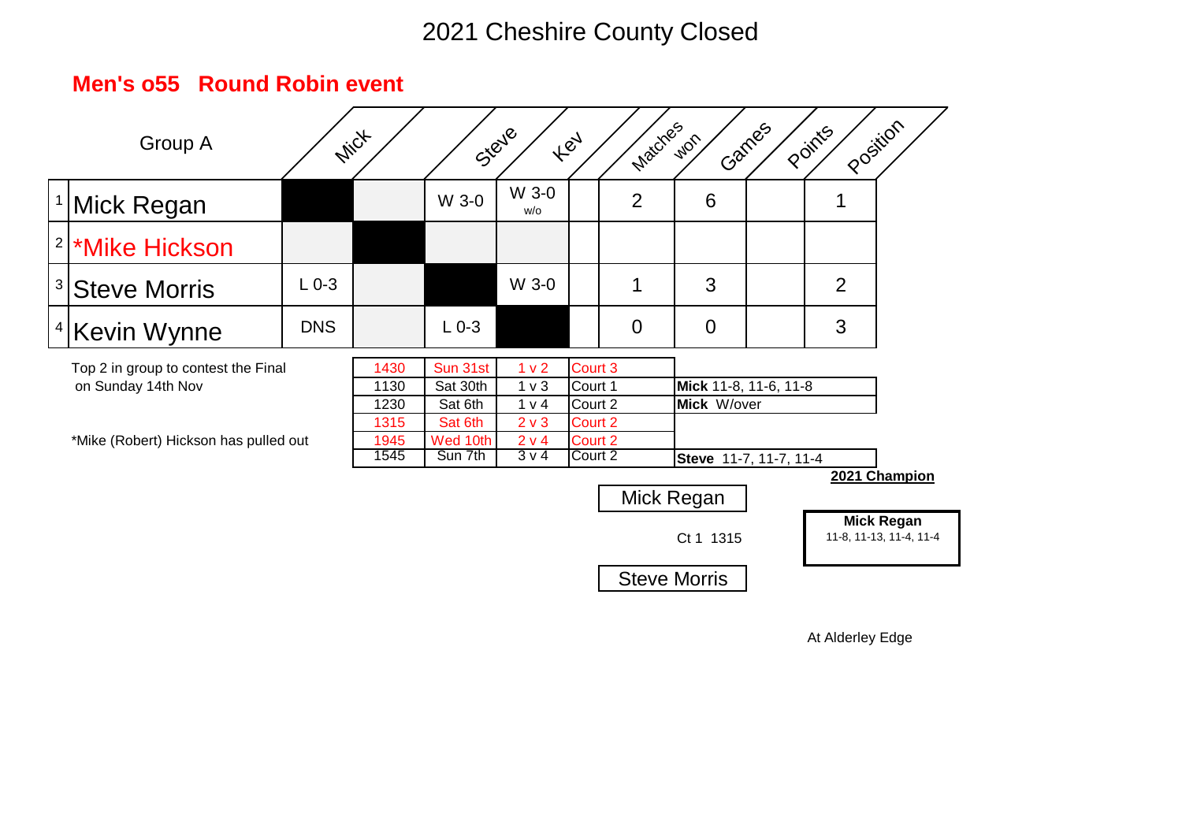# 2021 Cheshire County Closed

## Men's o55 Round Robin event

| Group A | | Mick | | Steve | Kev | | Matches won | Games | Points | Position |
|---|---|---|---|---|---|---|---|---|---|---|
| 1 | Mick Regan | | | W 3-0 | W 3-0 w/o | | 2 | 6 | | 1 |
| 2 | *Mike Hickson | | | | | | | | | |
| 3 | Steve Morris | L 0-3 | | | W 3-0 | | 1 | 3 | | 2 |
| 4 | Kevin Wynne | DNS | | L 0-3 | | | 0 | 0 | | 3 |

Top 2 in group to contest the Final on Sunday 14th Nov

*Mike (Robert) Hickson has pulled out

| Time | Date | Match | Court | Result |
|---|---|---|---|---|
| 1430 | Sun 31st | 1 v 2 | Court 3 | |
| 1130 | Sat 30th | 1 v 3 | Court 1 | **Mick** 11-8, 11-6, 11-8 |
| 1230 | Sat 6th | 1 v 4 | Court 2 | **Mick** W/over |
| 1315 | Sat 6th | 2 v 3 | Court 2 | |
| 1945 | Wed 10th | 2 v 4 | Court 2 | |
| 1545 | Sun 7th | 3 v 4 | Court 2 | **Steve** 11-7, 11-7, 11-4 |

**Final**

Mick Regan

Ct 1 1315

Steve Morris

**2021 Champion**

**Mick Regan**
11-8, 11-13, 11-4, 11-4

At Alderley Edge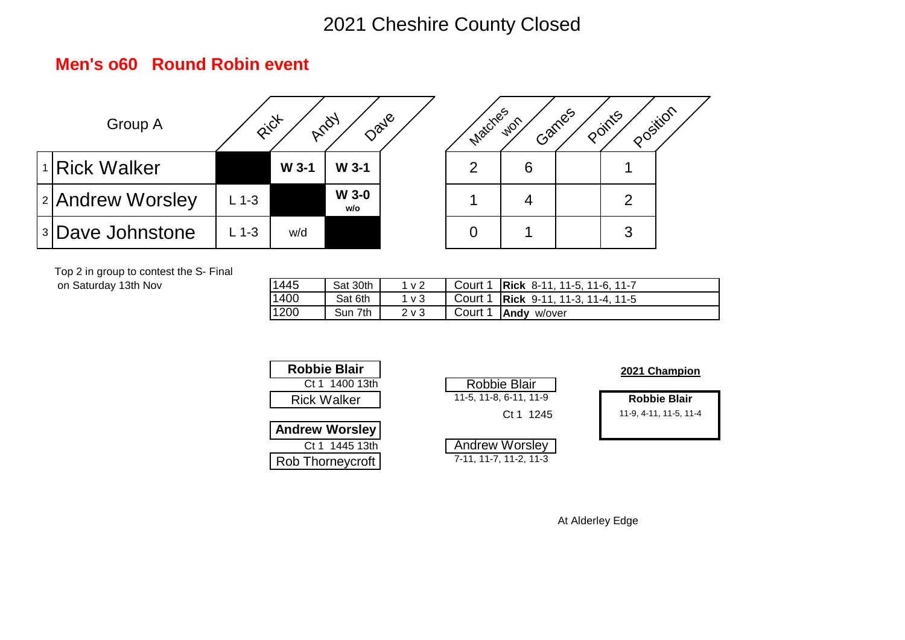# 2021 Cheshire County Closed

## Men's o60 Round Robin event

| Group A | Rick | Andy | Dave | Matches won | Games | Points | Position |
|---|---|---|---|---|---|---|---|
| 1 Rick Walker | | W 3-1 | W 3-1 | 2 | 6 | | 1 |
| 2 Andrew Worsley | L 1-3 | | W 3-0 w/o | 1 | 4 | | 2 |
| 3 Dave Johnstone | L 1-3 | w/d | | 0 | 1 | | 3 |

Top 2 in group to contest the S- Final on Saturday 13th Nov

| | | | | |
|---|---|---|---|---|
| 1445 | Sat 30th | 1 v 2 | Court 1 | **Rick** 8-11, 11-5, 11-6, 11-7 |
| 1400 | Sat 6th | 1 v 3 | Court 1 | **Rick** 9-11, 11-3, 11-4, 11-5 |
| 1200 | Sun 7th | 2 v 3 | Court 1 | **Andy** w/over |

**Robbie Blair**
Ct 1 1400 13th
Rick Walker

**Andrew Worsley**
Ct 1 1445 13th
Rob Thorneycroft

Robbie Blair
11-5, 11-8, 6-11, 11-9

Ct 1 1245

Andrew Worsley
7-11, 11-7, 11-2, 11-3

**2021 Champion**

**Robbie Blair**
11-9, 4-11, 11-5, 11-4

At Alderley Edge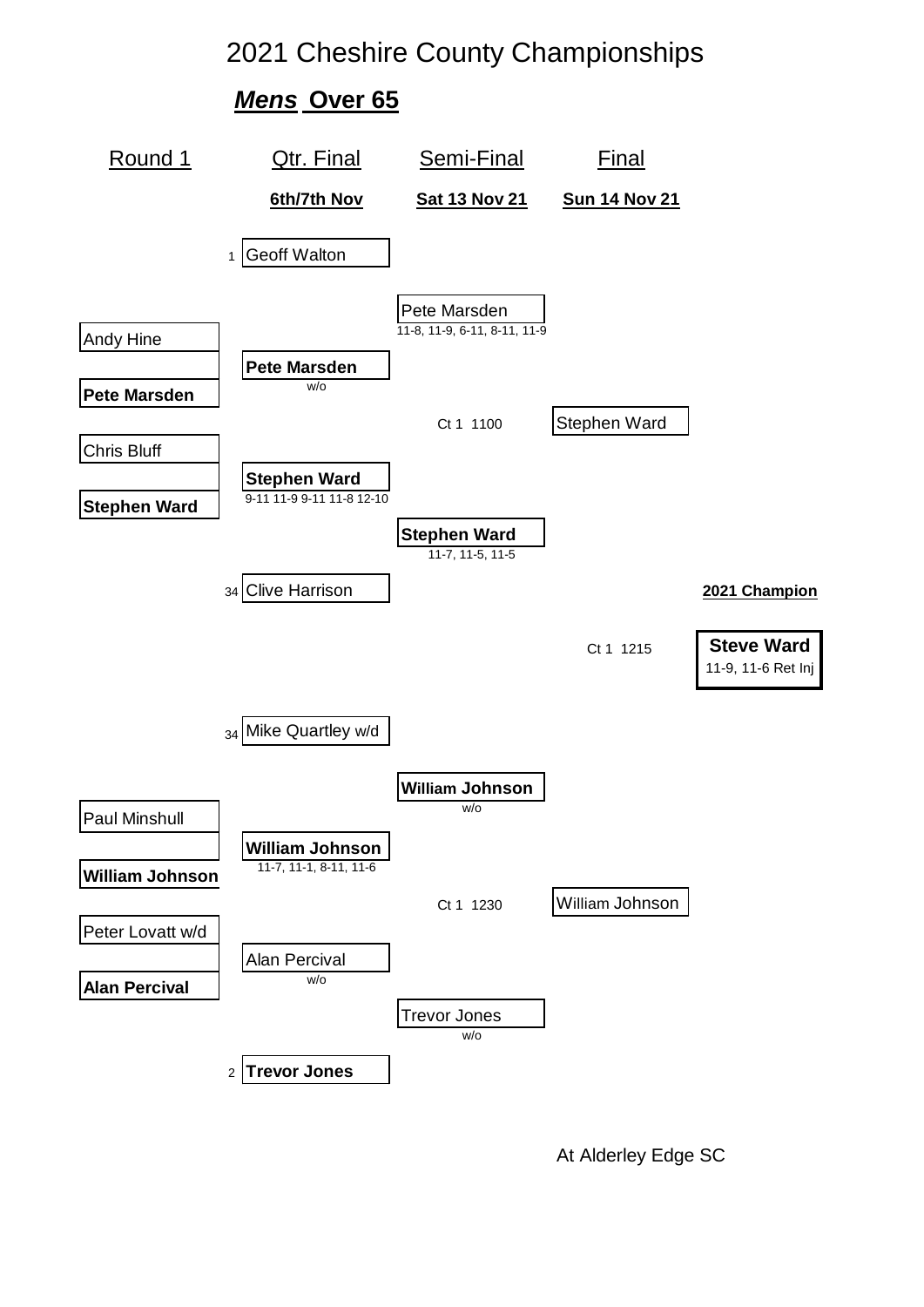# 2021 Cheshire County Championships

## ***Mens* Over 65**

| Round 1 | Qtr. Final | Semi-Final | Final | |
|---|---|---|---|---|
| | **6th/7th Nov** | **Sat 13 Nov 21** | **Sun 14 Nov 21** | |
| | 1 Geoff Walton | | | |
| | | Pete Marsden<br>11-8, 11-9, 6-11, 8-11, 11-9 | | |
| Andy Hine | | | | |
| | **Pete Marsden**<br>w/o | | | |
| **Pete Marsden** | | | | |
| | | Ct 1 1100 | Stephen Ward | |
| Chris Bluff | | | | |
| | **Stephen Ward**<br>9-11 11-9 9-11 11-8 12-10 | | | |
| **Stephen Ward** | | | | |
| | | **Stephen Ward**<br>11-7, 11-5, 11-5 | | |
| | 34 Clive Harrison | | | **2021 Champion** |
| | | | Ct 1 1215 | **Steve Ward**<br>11-9, 11-6 Ret Inj |
| | 34 Mike Quartley w/d | | | |
| | | **William Johnson**<br>w/o | | |
| Paul Minshull | | | | |
| | **William Johnson**<br>11-7, 11-1, 8-11, 11-6 | | | |
| **William Johnson** | | | | |
| | | Ct 1 1230 | William Johnson | |
| Peter Lovatt w/d | | | | |
| | Alan Percival<br>w/o | | | |
| **Alan Percival** | | | | |
| | | Trevor Jones<br>w/o | | |
| | 2 **Trevor Jones** | | | |

At Alderley Edge SC